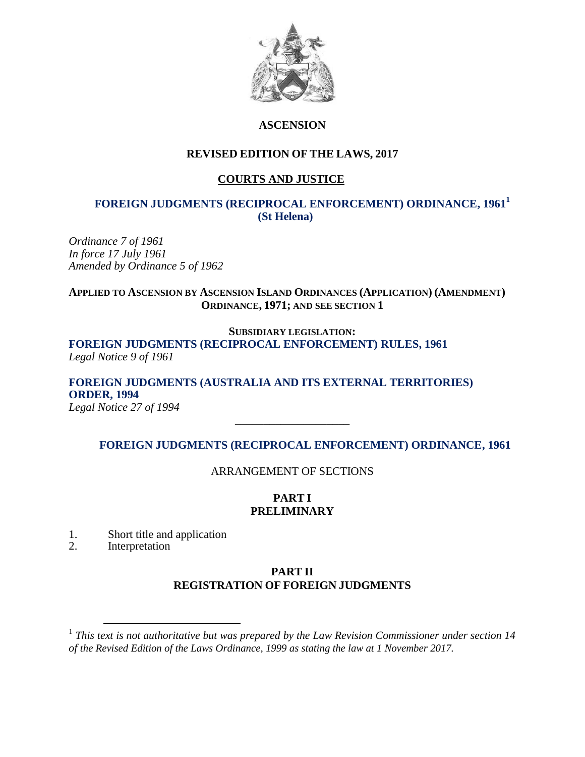# ASCENSION

## REVISED EDITION OF THE LAWS, 2017

## COURTS AND JUSTICE

## FOREIGN JUDGMENTS (RECIPROCAL ENFORCEMENT) ORDINANCE, 1961[1] (St Helena)

*Ordinance 7 of 1961*
*In force 17 July 1961*
*Amended by Ordinance 5 of 1962*

**APPLIED TO ASCENSION BY ASCENSION ISLAND ORDINANCES (APPLICATION) (AMENDMENT) ORDINANCE, 1971; AND SEE SECTION 1**

**SUBSIDIARY LEGISLATION:**

**FOREIGN JUDGMENTS (RECIPROCAL ENFORCEMENT) RULES, 1961**
*Legal Notice 9 of 1961*

**FOREIGN JUDGMENTS (AUSTRALIA AND ITS EXTERNAL TERRITORIES) ORDER, 1994**
*Legal Notice 27 of 1994*

---

## FOREIGN JUDGMENTS (RECIPROCAL ENFORCEMENT) ORDINANCE, 1961

ARRANGEMENT OF SECTIONS

### PART I
### PRELIMINARY

1. Short title and application
2. Interpretation

### PART II
### REGISTRATION OF FOREIGN JUDGMENTS

---

[1] *This text is not authoritative but was prepared by the Law Revision Commissioner under section 14 of the Revised Edition of the Laws Ordinance, 1999 as stating the law at 1 November 2017.*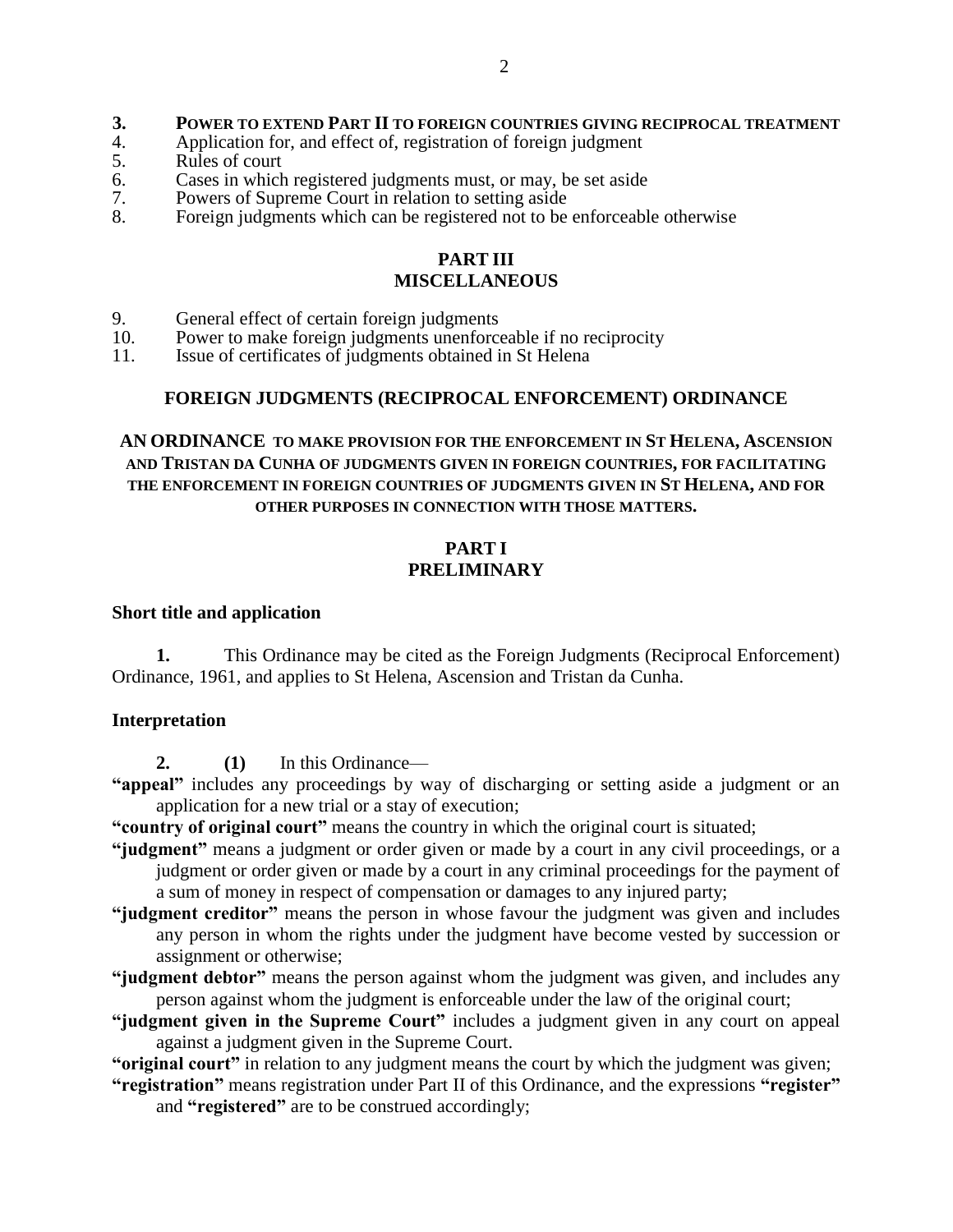**3. POWER TO EXTEND PART II TO FOREIGN COUNTRIES GIVING RECIPROCAL TREATMENT**
4. Application for, and effect of, registration of foreign judgment
5. Rules of court
6. Cases in which registered judgments must, or may, be set aside
7. Powers of Supreme Court in relation to setting aside
8. Foreign judgments which can be registered not to be enforceable otherwise

## PART III
## MISCELLANEOUS

9. General effect of certain foreign judgments
10. Power to make foreign judgments unenforceable if no reciprocity
11. Issue of certificates of judgments obtained in St Helena

# FOREIGN JUDGMENTS (RECIPROCAL ENFORCEMENT) ORDINANCE

**AN ORDINANCE TO MAKE PROVISION FOR THE ENFORCEMENT IN ST HELENA, ASCENSION AND TRISTAN DA CUNHA OF JUDGMENTS GIVEN IN FOREIGN COUNTRIES, FOR FACILITATING THE ENFORCEMENT IN FOREIGN COUNTRIES OF JUDGMENTS GIVEN IN ST HELENA, AND FOR OTHER PURPOSES IN CONNECTION WITH THOSE MATTERS.**

## PART I
## PRELIMINARY

### Short title and application

**1.** This Ordinance may be cited as the Foreign Judgments (Reciprocal Enforcement) Ordinance, 1961, and applies to St Helena, Ascension and Tristan da Cunha.

### Interpretation

**2.** **(1)** In this Ordinance—

**"appeal"** includes any proceedings by way of discharging or setting aside a judgment or an application for a new trial or a stay of execution;

**"country of original court"** means the country in which the original court is situated;

**"judgment"** means a judgment or order given or made by a court in any civil proceedings, or a judgment or order given or made by a court in any criminal proceedings for the payment of a sum of money in respect of compensation or damages to any injured party;

**"judgment creditor"** means the person in whose favour the judgment was given and includes any person in whom the rights under the judgment have become vested by succession or assignment or otherwise;

**"judgment debtor"** means the person against whom the judgment was given, and includes any person against whom the judgment is enforceable under the law of the original court;

**"judgment given in the Supreme Court"** includes a judgment given in any court on appeal against a judgment given in the Supreme Court.

**"original court"** in relation to any judgment means the court by which the judgment was given;

**"registration"** means registration under Part II of this Ordinance, and the expressions **"register"** and **"registered"** are to be construed accordingly;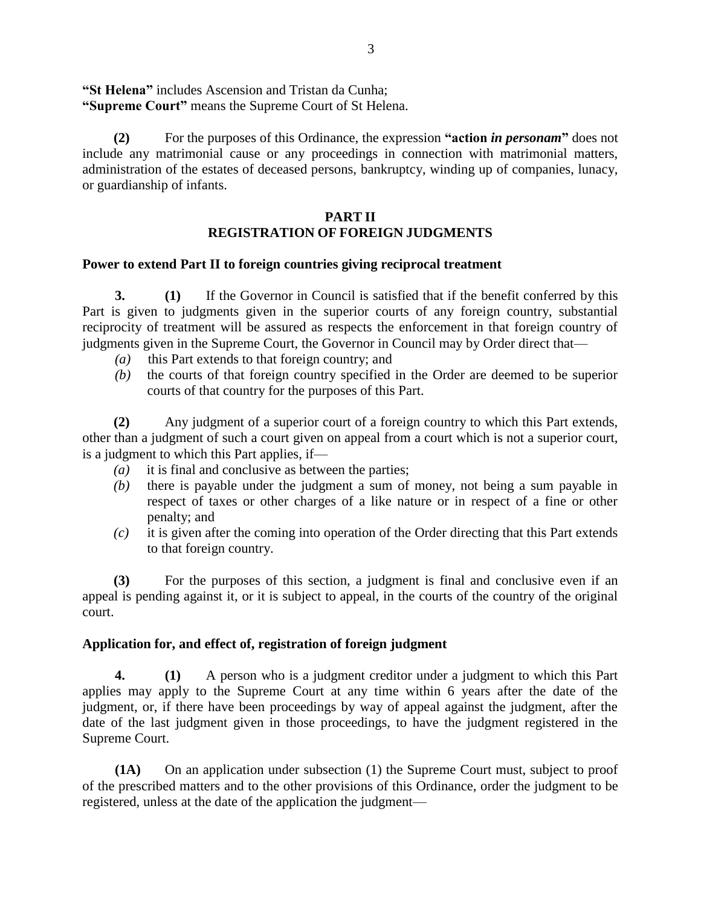**"St Helena"** includes Ascension and Tristan da Cunha;
**"Supreme Court"** means the Supreme Court of St Helena.

**(2)** For the purposes of this Ordinance, the expression **"action *in personam*"** does not include any matrimonial cause or any proceedings in connection with matrimonial matters, administration of the estates of deceased persons, bankruptcy, winding up of companies, lunacy, or guardianship of infants.

## PART II
## REGISTRATION OF FOREIGN JUDGMENTS

### Power to extend Part II to foreign countries giving reciprocal treatment

**3.** **(1)** If the Governor in Council is satisfied that if the benefit conferred by this Part is given to judgments given in the superior courts of any foreign country, substantial reciprocity of treatment will be assured as respects the enforcement in that foreign country of judgments given in the Supreme Court, the Governor in Council may by Order direct that—

*(a)* this Part extends to that foreign country; and

*(b)* the courts of that foreign country specified in the Order are deemed to be superior courts of that country for the purposes of this Part.

**(2)** Any judgment of a superior court of a foreign country to which this Part extends, other than a judgment of such a court given on appeal from a court which is not a superior court, is a judgment to which this Part applies, if—

*(a)* it is final and conclusive as between the parties;

*(b)* there is payable under the judgment a sum of money, not being a sum payable in respect of taxes or other charges of a like nature or in respect of a fine or other penalty; and

*(c)* it is given after the coming into operation of the Order directing that this Part extends to that foreign country.

**(3)** For the purposes of this section, a judgment is final and conclusive even if an appeal is pending against it, or it is subject to appeal, in the courts of the country of the original court.

### Application for, and effect of, registration of foreign judgment

**4.** **(1)** A person who is a judgment creditor under a judgment to which this Part applies may apply to the Supreme Court at any time within 6 years after the date of the judgment, or, if there have been proceedings by way of appeal against the judgment, after the date of the last judgment given in those proceedings, to have the judgment registered in the Supreme Court.

**(1A)** On an application under subsection (1) the Supreme Court must, subject to proof of the prescribed matters and to the other provisions of this Ordinance, order the judgment to be registered, unless at the date of the application the judgment—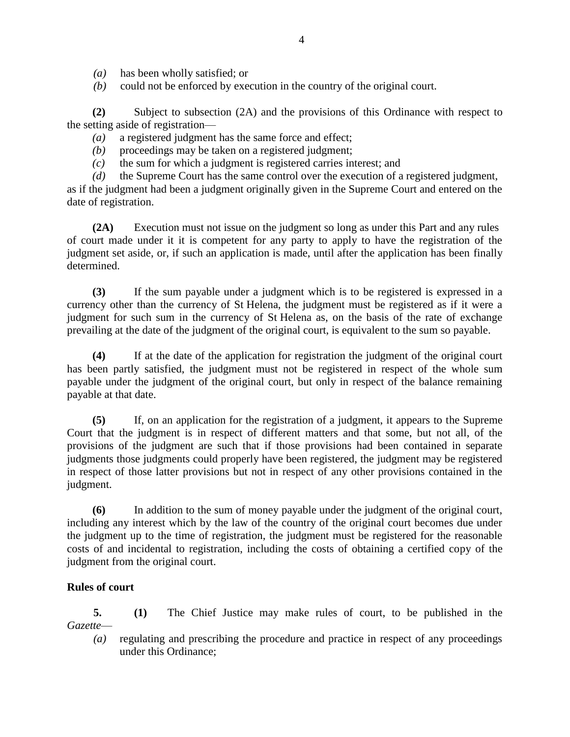*(a)* has been wholly satisfied; or

*(b)* could not be enforced by execution in the country of the original court.

**(2)** Subject to subsection (2A) and the provisions of this Ordinance with respect to the setting aside of registration—

*(a)* a registered judgment has the same force and effect;

*(b)* proceedings may be taken on a registered judgment;

*(c)* the sum for which a judgment is registered carries interest; and

*(d)* the Supreme Court has the same control over the execution of a registered judgment,

as if the judgment had been a judgment originally given in the Supreme Court and entered on the date of registration.

**(2A)** Execution must not issue on the judgment so long as under this Part and any rules of court made under it it is competent for any party to apply to have the registration of the judgment set aside, or, if such an application is made, until after the application has been finally determined.

**(3)** If the sum payable under a judgment which is to be registered is expressed in a currency other than the currency of St Helena, the judgment must be registered as if it were a judgment for such sum in the currency of St Helena as, on the basis of the rate of exchange prevailing at the date of the judgment of the original court, is equivalent to the sum so payable.

**(4)** If at the date of the application for registration the judgment of the original court has been partly satisfied, the judgment must not be registered in respect of the whole sum payable under the judgment of the original court, but only in respect of the balance remaining payable at that date.

**(5)** If, on an application for the registration of a judgment, it appears to the Supreme Court that the judgment is in respect of different matters and that some, but not all, of the provisions of the judgment are such that if those provisions had been contained in separate judgments those judgments could properly have been registered, the judgment may be registered in respect of those latter provisions but not in respect of any other provisions contained in the judgment.

**(6)** In addition to the sum of money payable under the judgment of the original court, including any interest which by the law of the country of the original court becomes due under the judgment up to the time of registration, the judgment must be registered for the reasonable costs of and incidental to registration, including the costs of obtaining a certified copy of the judgment from the original court.

**Rules of court**

**5.** **(1)** The Chief Justice may make rules of court, to be published in the *Gazette*—

*(a)* regulating and prescribing the procedure and practice in respect of any proceedings under this Ordinance;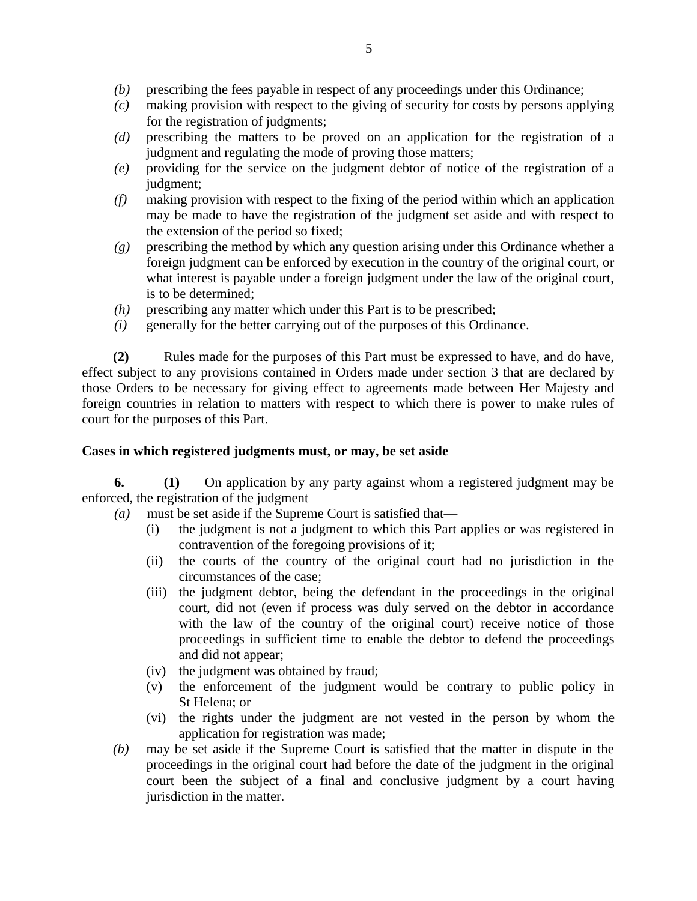*(b)* prescribing the fees payable in respect of any proceedings under this Ordinance;

*(c)* making provision with respect to the giving of security for costs by persons applying for the registration of judgments;

*(d)* prescribing the matters to be proved on an application for the registration of a judgment and regulating the mode of proving those matters;

*(e)* providing for the service on the judgment debtor of notice of the registration of a judgment;

*(f)* making provision with respect to the fixing of the period within which an application may be made to have the registration of the judgment set aside and with respect to the extension of the period so fixed;

*(g)* prescribing the method by which any question arising under this Ordinance whether a foreign judgment can be enforced by execution in the country of the original court, or what interest is payable under a foreign judgment under the law of the original court, is to be determined;

*(h)* prescribing any matter which under this Part is to be prescribed;

*(i)* generally for the better carrying out of the purposes of this Ordinance.

**(2)** Rules made for the purposes of this Part must be expressed to have, and do have, effect subject to any provisions contained in Orders made under section 3 that are declared by those Orders to be necessary for giving effect to agreements made between Her Majesty and foreign countries in relation to matters with respect to which there is power to make rules of court for the purposes of this Part.

**Cases in which registered judgments must, or may, be set aside**

**6.** **(1)** On application by any party against whom a registered judgment may be enforced, the registration of the judgment—

*(a)* must be set aside if the Supreme Court is satisfied that—

(i) the judgment is not a judgment to which this Part applies or was registered in contravention of the foregoing provisions of it;

(ii) the courts of the country of the original court had no jurisdiction in the circumstances of the case;

(iii) the judgment debtor, being the defendant in the proceedings in the original court, did not (even if process was duly served on the debtor in accordance with the law of the country of the original court) receive notice of those proceedings in sufficient time to enable the debtor to defend the proceedings and did not appear;

(iv) the judgment was obtained by fraud;

(v) the enforcement of the judgment would be contrary to public policy in St Helena; or

(vi) the rights under the judgment are not vested in the person by whom the application for registration was made;

*(b)* may be set aside if the Supreme Court is satisfied that the matter in dispute in the proceedings in the original court had before the date of the judgment in the original court been the subject of a final and conclusive judgment by a court having jurisdiction in the matter.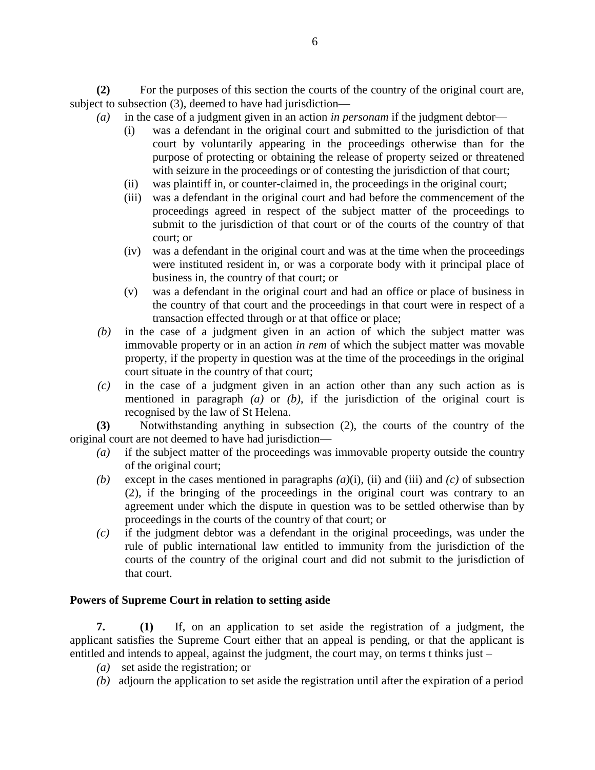**(2)** For the purposes of this section the courts of the country of the original court are, subject to subsection (3), deemed to have had jurisdiction—

*(a)* in the case of a judgment given in an action *in personam* if the judgment debtor—

(i) was a defendant in the original court and submitted to the jurisdiction of that court by voluntarily appearing in the proceedings otherwise than for the purpose of protecting or obtaining the release of property seized or threatened with seizure in the proceedings or of contesting the jurisdiction of that court;

(ii) was plaintiff in, or counter-claimed in, the proceedings in the original court;

(iii) was a defendant in the original court and had before the commencement of the proceedings agreed in respect of the subject matter of the proceedings to submit to the jurisdiction of that court or of the courts of the country of that court; or

(iv) was a defendant in the original court and was at the time when the proceedings were instituted resident in, or was a corporate body with it principal place of business in, the country of that court; or

(v) was a defendant in the original court and had an office or place of business in the country of that court and the proceedings in that court were in respect of a transaction effected through or at that office or place;

*(b)* in the case of a judgment given in an action of which the subject matter was immovable property or in an action *in rem* of which the subject matter was movable property, if the property in question was at the time of the proceedings in the original court situate in the country of that court;

*(c)* in the case of a judgment given in an action other than any such action as is mentioned in paragraph *(a)* or *(b)*, if the jurisdiction of the original court is recognised by the law of St Helena.

**(3)** Notwithstanding anything in subsection (2), the courts of the country of the original court are not deemed to have had jurisdiction—

*(a)* if the subject matter of the proceedings was immovable property outside the country of the original court;

*(b)* except in the cases mentioned in paragraphs *(a)*(i), (ii) and (iii) and *(c)* of subsection (2), if the bringing of the proceedings in the original court was contrary to an agreement under which the dispute in question was to be settled otherwise than by proceedings in the courts of the country of that court; or

*(c)* if the judgment debtor was a defendant in the original proceedings, was under the rule of public international law entitled to immunity from the jurisdiction of the courts of the country of the original court and did not submit to the jurisdiction of that court.

**Powers of Supreme Court in relation to setting aside**

**7.** **(1)** If, on an application to set aside the registration of a judgment, the applicant satisfies the Supreme Court either that an appeal is pending, or that the applicant is entitled and intends to appeal, against the judgment, the court may, on terms t thinks just –

*(a)* set aside the registration; or

*(b)* adjourn the application to set aside the registration until after the expiration of a period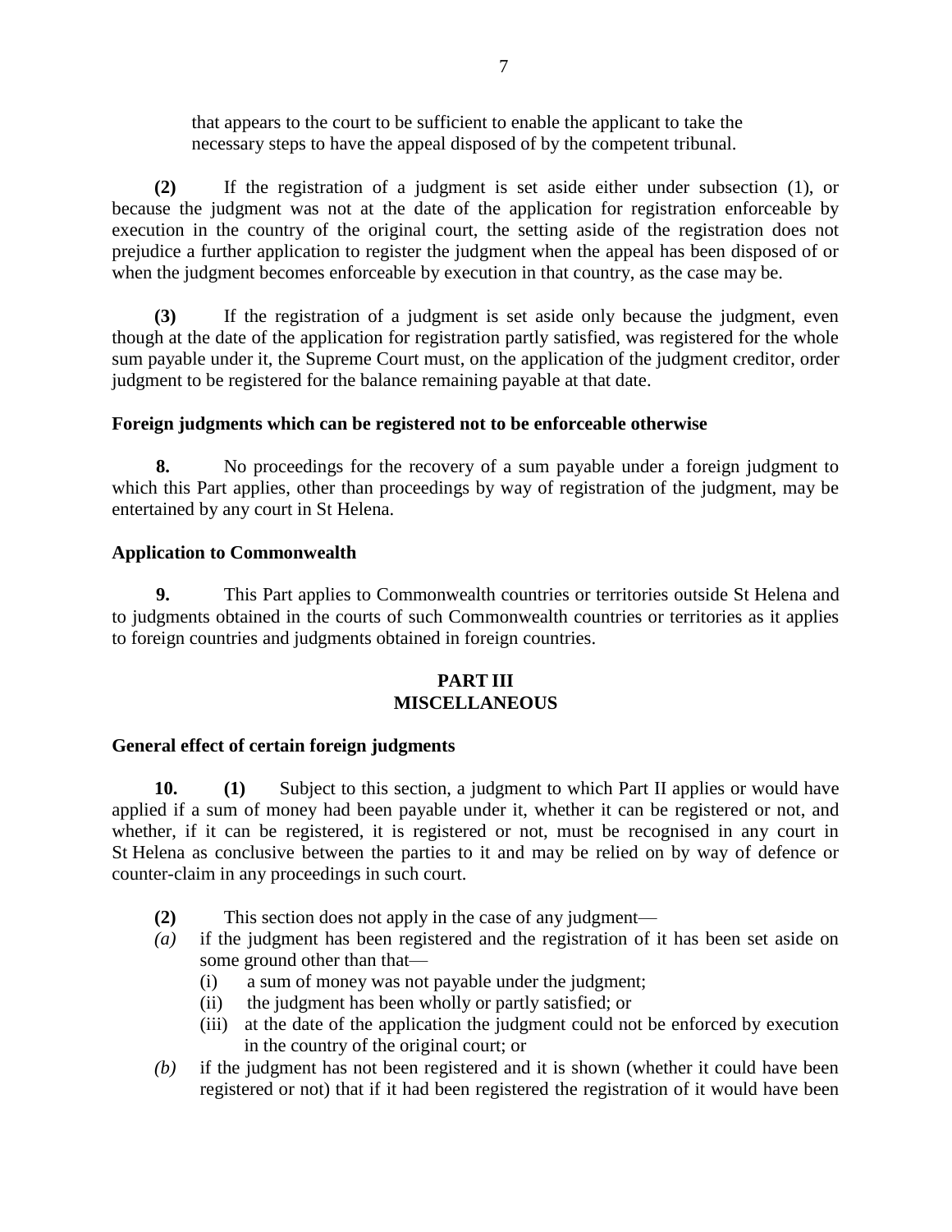that appears to the court to be sufficient to enable the applicant to take the necessary steps to have the appeal disposed of by the competent tribunal.

**(2)** If the registration of a judgment is set aside either under subsection (1), or because the judgment was not at the date of the application for registration enforceable by execution in the country of the original court, the setting aside of the registration does not prejudice a further application to register the judgment when the appeal has been disposed of or when the judgment becomes enforceable by execution in that country, as the case may be.

**(3)** If the registration of a judgment is set aside only because the judgment, even though at the date of the application for registration partly satisfied, was registered for the whole sum payable under it, the Supreme Court must, on the application of the judgment creditor, order judgment to be registered for the balance remaining payable at that date.

**Foreign judgments which can be registered not to be enforceable otherwise**

**8.** No proceedings for the recovery of a sum payable under a foreign judgment to which this Part applies, other than proceedings by way of registration of the judgment, may be entertained by any court in St Helena.

**Application to Commonwealth**

**9.** This Part applies to Commonwealth countries or territories outside St Helena and to judgments obtained in the courts of such Commonwealth countries or territories as it applies to foreign countries and judgments obtained in foreign countries.

## PART III
## MISCELLANEOUS

**General effect of certain foreign judgments**

**10.** **(1)** Subject to this section, a judgment to which Part II applies or would have applied if a sum of money had been payable under it, whether it can be registered or not, and whether, if it can be registered, it is registered or not, must be recognised in any court in St Helena as conclusive between the parties to it and may be relied on by way of defence or counter-claim in any proceedings in such court.

**(2)** This section does not apply in the case of any judgment—

*(a)* if the judgment has been registered and the registration of it has been set aside on some ground other than that—
   - (i) a sum of money was not payable under the judgment;
   - (ii) the judgment has been wholly or partly satisfied; or
   - (iii) at the date of the application the judgment could not be enforced by execution in the country of the original court; or

*(b)* if the judgment has not been registered and it is shown (whether it could have been registered or not) that if it had been registered the registration of it would have been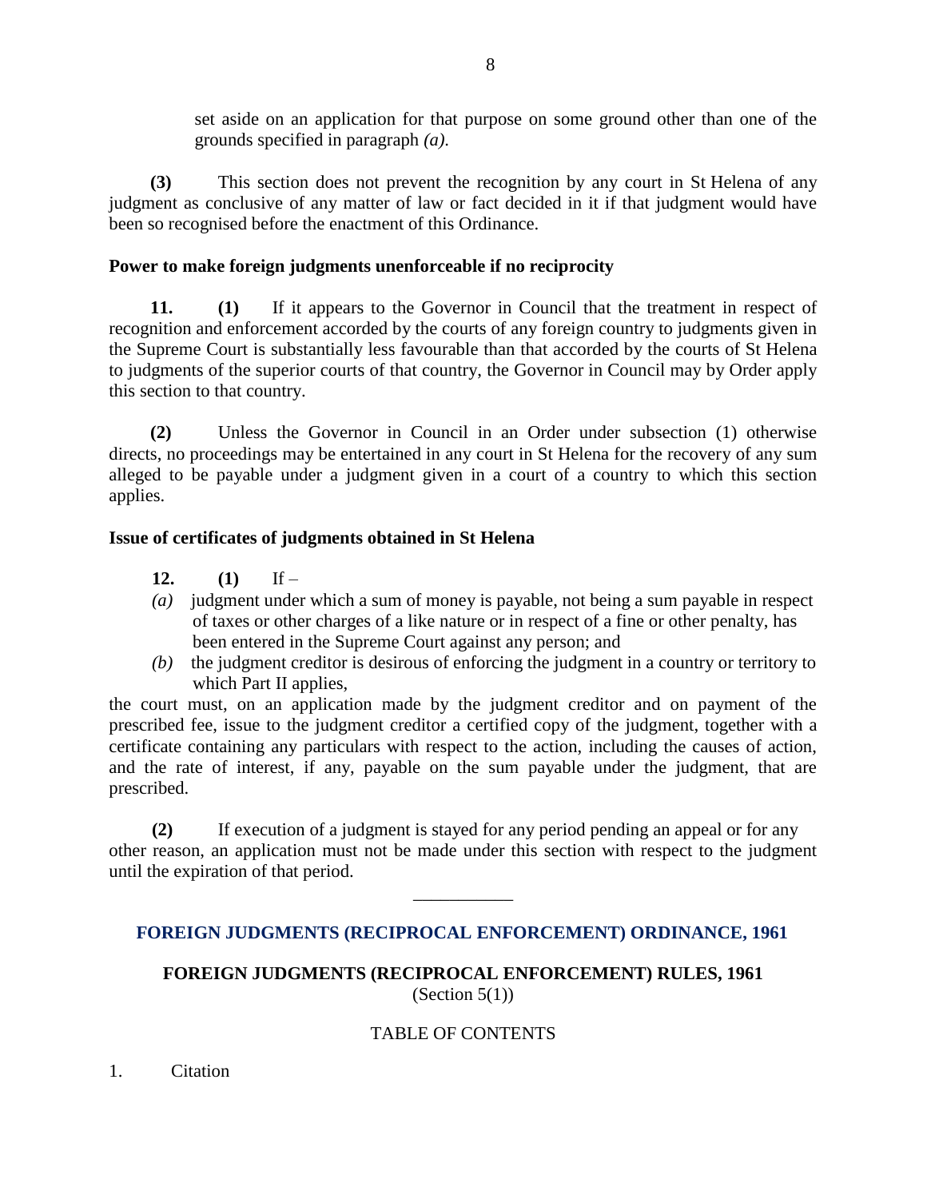set aside on an application for that purpose on some ground other than one of the grounds specified in paragraph *(a)*.

**(3)** This section does not prevent the recognition by any court in St Helena of any judgment as conclusive of any matter of law or fact decided in it if that judgment would have been so recognised before the enactment of this Ordinance.

**Power to make foreign judgments unenforceable if no reciprocity**

**11. (1)** If it appears to the Governor in Council that the treatment in respect of recognition and enforcement accorded by the courts of any foreign country to judgments given in the Supreme Court is substantially less favourable than that accorded by the courts of St Helena to judgments of the superior courts of that country, the Governor in Council may by Order apply this section to that country.

**(2)** Unless the Governor in Council in an Order under subsection (1) otherwise directs, no proceedings may be entertained in any court in St Helena for the recovery of any sum alleged to be payable under a judgment given in a court of a country to which this section applies.

**Issue of certificates of judgments obtained in St Helena**

**12. (1)** If –

*(a)* judgment under which a sum of money is payable, not being a sum payable in respect of taxes or other charges of a like nature or in respect of a fine or other penalty, has been entered in the Supreme Court against any person; and

*(b)* the judgment creditor is desirous of enforcing the judgment in a country or territory to which Part II applies,

the court must, on an application made by the judgment creditor and on payment of the prescribed fee, issue to the judgment creditor a certified copy of the judgment, together with a certificate containing any particulars with respect to the action, including the causes of action, and the rate of interest, if any, payable on the sum payable under the judgment, that are prescribed.

**(2)** If execution of a judgment is stayed for any period pending an appeal or for any other reason, an application must not be made under this section with respect to the judgment until the expiration of that period.

---

## FOREIGN JUDGMENTS (RECIPROCAL ENFORCEMENT) ORDINANCE, 1961

### FOREIGN JUDGMENTS (RECIPROCAL ENFORCEMENT) RULES, 1961

(Section 5(1))

TABLE OF CONTENTS

1. Citation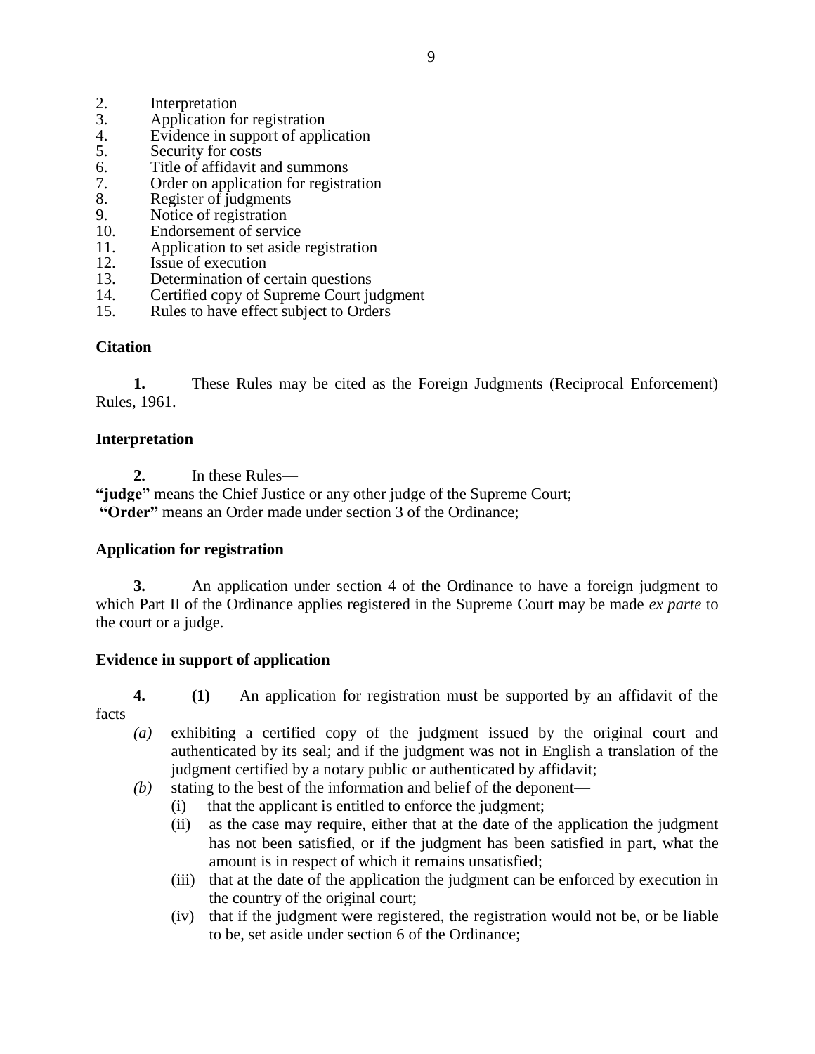2. Interpretation
3. Application for registration
4. Evidence in support of application
5. Security for costs
6. Title of affidavit and summons
7. Order on application for registration
8. Register of judgments
9. Notice of registration
10. Endorsement of service
11. Application to set aside registration
12. Issue of execution
13. Determination of certain questions
14. Certified copy of Supreme Court judgment
15. Rules to have effect subject to Orders

**Citation**

**1.** These Rules may be cited as the Foreign Judgments (Reciprocal Enforcement) Rules, 1961.

**Interpretation**

**2.** In these Rules—

**"judge"** means the Chief Justice or any other judge of the Supreme Court;

**"Order"** means an Order made under section 3 of the Ordinance;

**Application for registration**

**3.** An application under section 4 of the Ordinance to have a foreign judgment to which Part II of the Ordinance applies registered in the Supreme Court may be made *ex parte* to the court or a judge.

**Evidence in support of application**

**4.** **(1)** An application for registration must be supported by an affidavit of the facts—

*(a)* exhibiting a certified copy of the judgment issued by the original court and authenticated by its seal; and if the judgment was not in English a translation of the judgment certified by a notary public or authenticated by affidavit;

*(b)* stating to the best of the information and belief of the deponent—

(i) that the applicant is entitled to enforce the judgment;

(ii) as the case may require, either that at the date of the application the judgment has not been satisfied, or if the judgment has been satisfied in part, what the amount is in respect of which it remains unsatisfied;

(iii) that at the date of the application the judgment can be enforced by execution in the country of the original court;

(iv) that if the judgment were registered, the registration would not be, or be liable to be, set aside under section 6 of the Ordinance;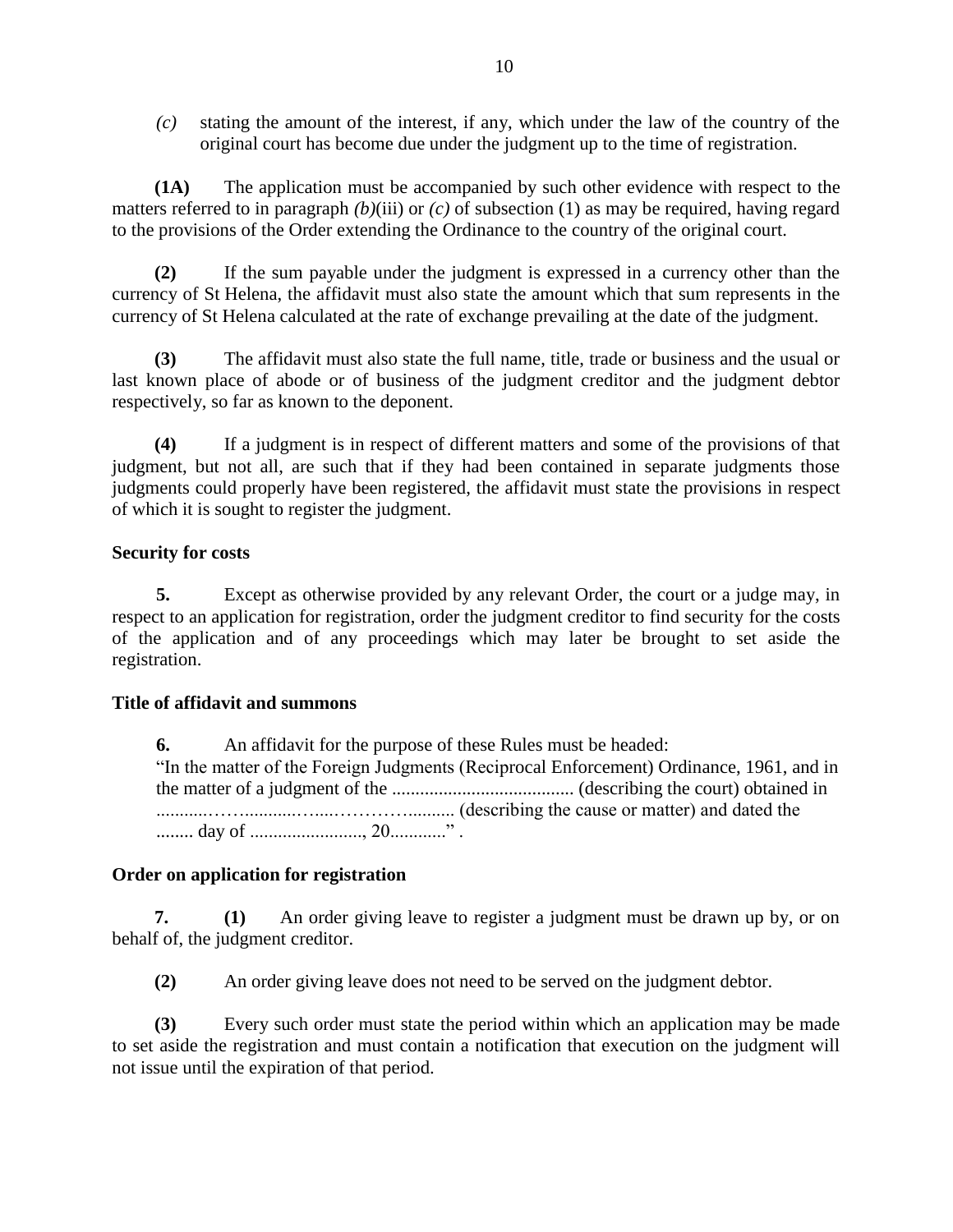*(c)* stating the amount of the interest, if any, which under the law of the country of the original court has become due under the judgment up to the time of registration.

**(1A)** The application must be accompanied by such other evidence with respect to the matters referred to in paragraph *(b)*(iii) or *(c)* of subsection (1) as may be required, having regard to the provisions of the Order extending the Ordinance to the country of the original court.

**(2)** If the sum payable under the judgment is expressed in a currency other than the currency of St Helena, the affidavit must also state the amount which that sum represents in the currency of St Helena calculated at the rate of exchange prevailing at the date of the judgment.

**(3)** The affidavit must also state the full name, title, trade or business and the usual or last known place of abode or of business of the judgment creditor and the judgment debtor respectively, so far as known to the deponent.

**(4)** If a judgment is in respect of different matters and some of the provisions of that judgment, but not all, are such that if they had been contained in separate judgments those judgments could properly have been registered, the affidavit must state the provisions in respect of which it is sought to register the judgment.

**Security for costs**

**5.** Except as otherwise provided by any relevant Order, the court or a judge may, in respect to an application for registration, order the judgment creditor to find security for the costs of the application and of any proceedings which may later be brought to set aside the registration.

**Title of affidavit and summons**

**6.** An affidavit for the purpose of these Rules must be headed:
"In the matter of the Foreign Judgments (Reciprocal Enforcement) Ordinance, 1961, and in the matter of a judgment of the ....................................... (describing the court) obtained in ...........……...........…....…………........... (describing the cause or matter) and dated the ........ day of ........................, 20............" .

**Order on application for registration**

**7.** **(1)** An order giving leave to register a judgment must be drawn up by, or on behalf of, the judgment creditor.

**(2)** An order giving leave does not need to be served on the judgment debtor.

**(3)** Every such order must state the period within which an application may be made to set aside the registration and must contain a notification that execution on the judgment will not issue until the expiration of that period.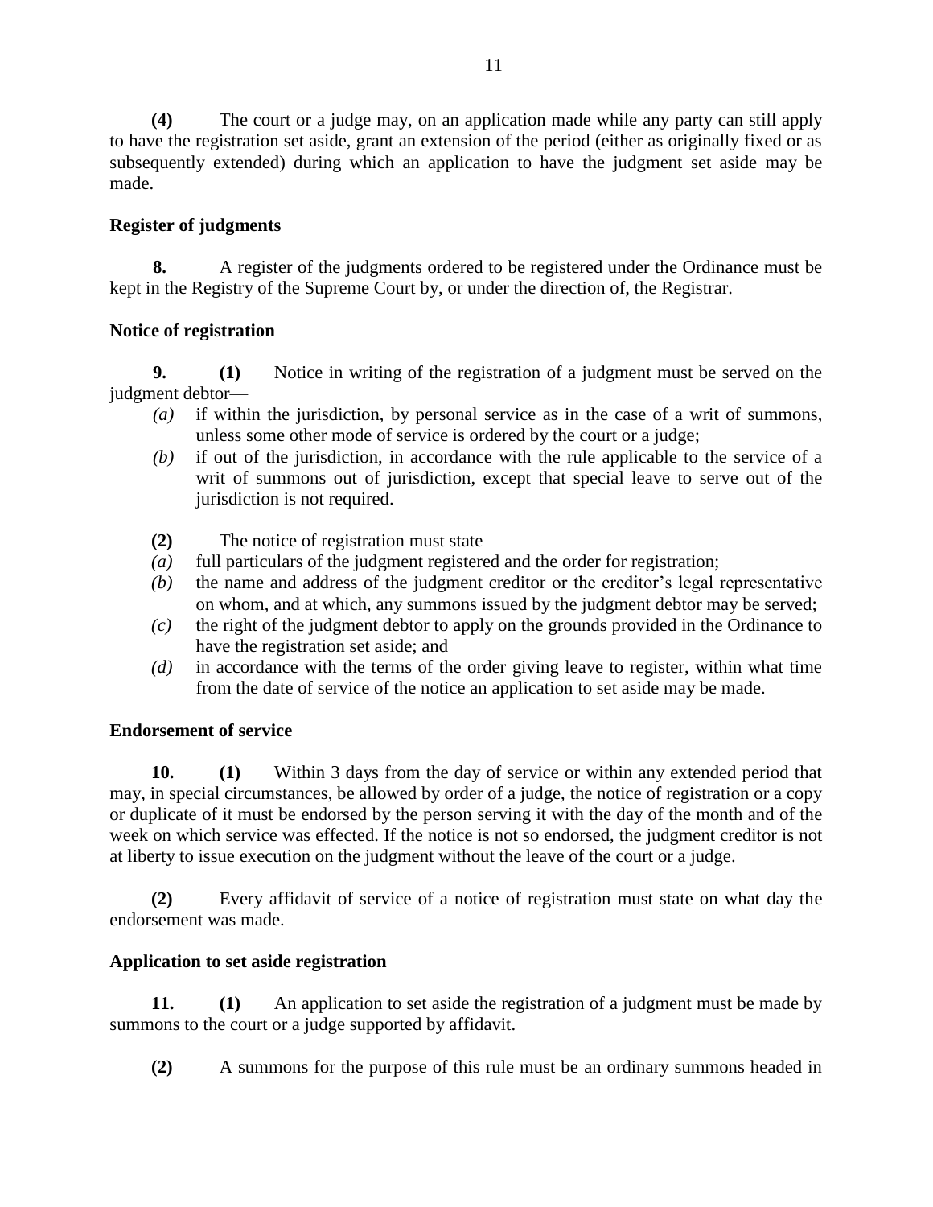**(4)** The court or a judge may, on an application made while any party can still apply to have the registration set aside, grant an extension of the period (either as originally fixed or as subsequently extended) during which an application to have the judgment set aside may be made.

**Register of judgments**

**8.** A register of the judgments ordered to be registered under the Ordinance must be kept in the Registry of the Supreme Court by, or under the direction of, the Registrar.

**Notice of registration**

**9.** **(1)** Notice in writing of the registration of a judgment must be served on the judgment debtor—

*(a)* if within the jurisdiction, by personal service as in the case of a writ of summons, unless some other mode of service is ordered by the court or a judge;

*(b)* if out of the jurisdiction, in accordance with the rule applicable to the service of a writ of summons out of jurisdiction, except that special leave to serve out of the jurisdiction is not required.

**(2)** The notice of registration must state—

*(a)* full particulars of the judgment registered and the order for registration;

*(b)* the name and address of the judgment creditor or the creditor's legal representative on whom, and at which, any summons issued by the judgment debtor may be served;

*(c)* the right of the judgment debtor to apply on the grounds provided in the Ordinance to have the registration set aside; and

*(d)* in accordance with the terms of the order giving leave to register, within what time from the date of service of the notice an application to set aside may be made.

**Endorsement of service**

**10.** **(1)** Within 3 days from the day of service or within any extended period that may, in special circumstances, be allowed by order of a judge, the notice of registration or a copy or duplicate of it must be endorsed by the person serving it with the day of the month and of the week on which service was effected. If the notice is not so endorsed, the judgment creditor is not at liberty to issue execution on the judgment without the leave of the court or a judge.

**(2)** Every affidavit of service of a notice of registration must state on what day the endorsement was made.

**Application to set aside registration**

**11.** **(1)** An application to set aside the registration of a judgment must be made by summons to the court or a judge supported by affidavit.

**(2)** A summons for the purpose of this rule must be an ordinary summons headed in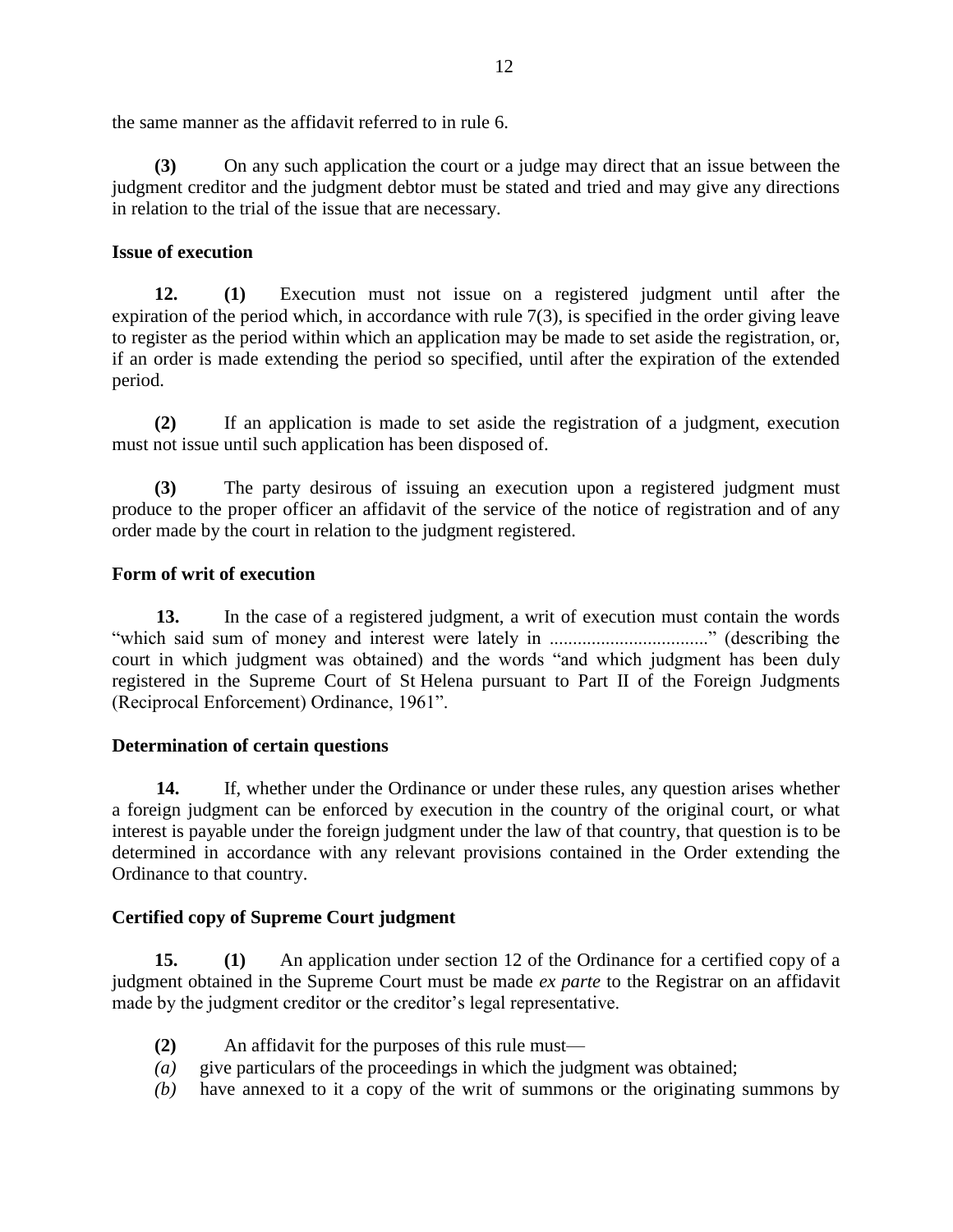the same manner as the affidavit referred to in rule 6.

**(3)** On any such application the court or a judge may direct that an issue between the judgment creditor and the judgment debtor must be stated and tried and may give any directions in relation to the trial of the issue that are necessary.

**Issue of execution**

**12.** **(1)** Execution must not issue on a registered judgment until after the expiration of the period which, in accordance with rule 7(3), is specified in the order giving leave to register as the period within which an application may be made to set aside the registration, or, if an order is made extending the period so specified, until after the expiration of the extended period.

**(2)** If an application is made to set aside the registration of a judgment, execution must not issue until such application has been disposed of.

**(3)** The party desirous of issuing an execution upon a registered judgment must produce to the proper officer an affidavit of the service of the notice of registration and of any order made by the court in relation to the judgment registered.

**Form of writ of execution**

**13.** In the case of a registered judgment, a writ of execution must contain the words "which said sum of money and interest were lately in ................................." (describing the court in which judgment was obtained) and the words "and which judgment has been duly registered in the Supreme Court of St Helena pursuant to Part II of the Foreign Judgments (Reciprocal Enforcement) Ordinance, 1961".

**Determination of certain questions**

**14.** If, whether under the Ordinance or under these rules, any question arises whether a foreign judgment can be enforced by execution in the country of the original court, or what interest is payable under the foreign judgment under the law of that country, that question is to be determined in accordance with any relevant provisions contained in the Order extending the Ordinance to that country.

**Certified copy of Supreme Court judgment**

**15.** **(1)** An application under section 12 of the Ordinance for a certified copy of a judgment obtained in the Supreme Court must be made *ex parte* to the Registrar on an affidavit made by the judgment creditor or the creditor's legal representative.

**(2)** An affidavit for the purposes of this rule must—

*(a)* give particulars of the proceedings in which the judgment was obtained;

*(b)* have annexed to it a copy of the writ of summons or the originating summons by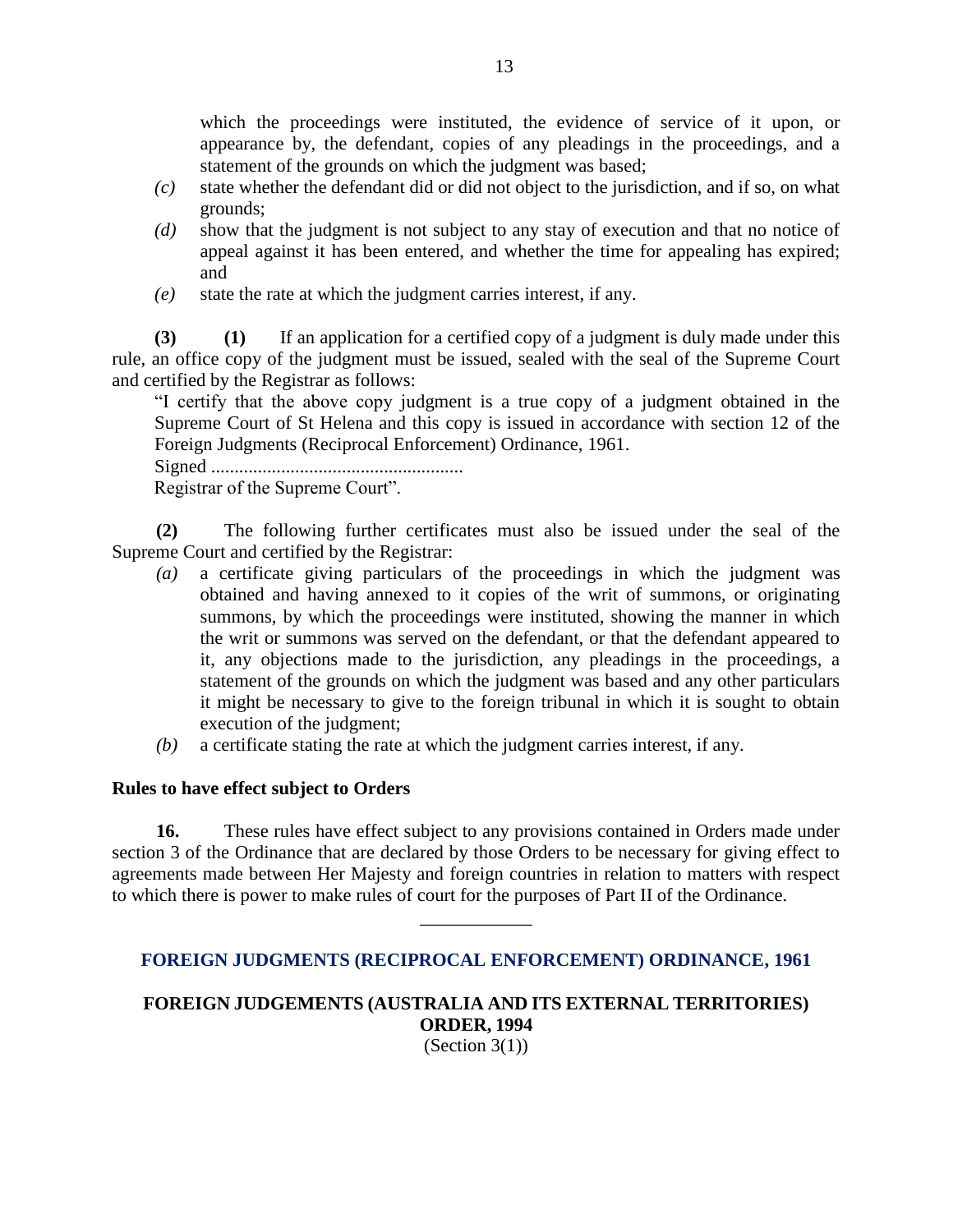which the proceedings were instituted, the evidence of service of it upon, or appearance by, the defendant, copies of any pleadings in the proceedings, and a statement of the grounds on which the judgment was based;

*(c)* state whether the defendant did or did not object to the jurisdiction, and if so, on what grounds;

*(d)* show that the judgment is not subject to any stay of execution and that no notice of appeal against it has been entered, and whether the time for appealing has expired; and

*(e)* state the rate at which the judgment carries interest, if any.

**(3)** **(1)** If an application for a certified copy of a judgment is duly made under this rule, an office copy of the judgment must be issued, sealed with the seal of the Supreme Court and certified by the Registrar as follows:

"I certify that the above copy judgment is a true copy of a judgment obtained in the Supreme Court of St Helena and this copy is issued in accordance with section 12 of the Foreign Judgments (Reciprocal Enforcement) Ordinance, 1961.

Signed ......................................................

Registrar of the Supreme Court".

**(2)** The following further certificates must also be issued under the seal of the Supreme Court and certified by the Registrar:

*(a)* a certificate giving particulars of the proceedings in which the judgment was obtained and having annexed to it copies of the writ of summons, or originating summons, by which the proceedings were instituted, showing the manner in which the writ or summons was served on the defendant, or that the defendant appeared to it, any objections made to the jurisdiction, any pleadings in the proceedings, a statement of the grounds on which the judgment was based and any other particulars it might be necessary to give to the foreign tribunal in which it is sought to obtain execution of the judgment;

*(b)* a certificate stating the rate at which the judgment carries interest, if any.

**Rules to have effect subject to Orders**

**16.** These rules have effect subject to any provisions contained in Orders made under section 3 of the Ordinance that are declared by those Orders to be necessary for giving effect to agreements made between Her Majesty and foreign countries in relation to matters with respect to which there is power to make rules of court for the purposes of Part II of the Ordinance.

---

## FOREIGN JUDGMENTS (RECIPROCAL ENFORCEMENT) ORDINANCE, 1961

## FOREIGN JUDGEMENTS (AUSTRALIA AND ITS EXTERNAL TERRITORIES) ORDER, 1994

(Section 3(1))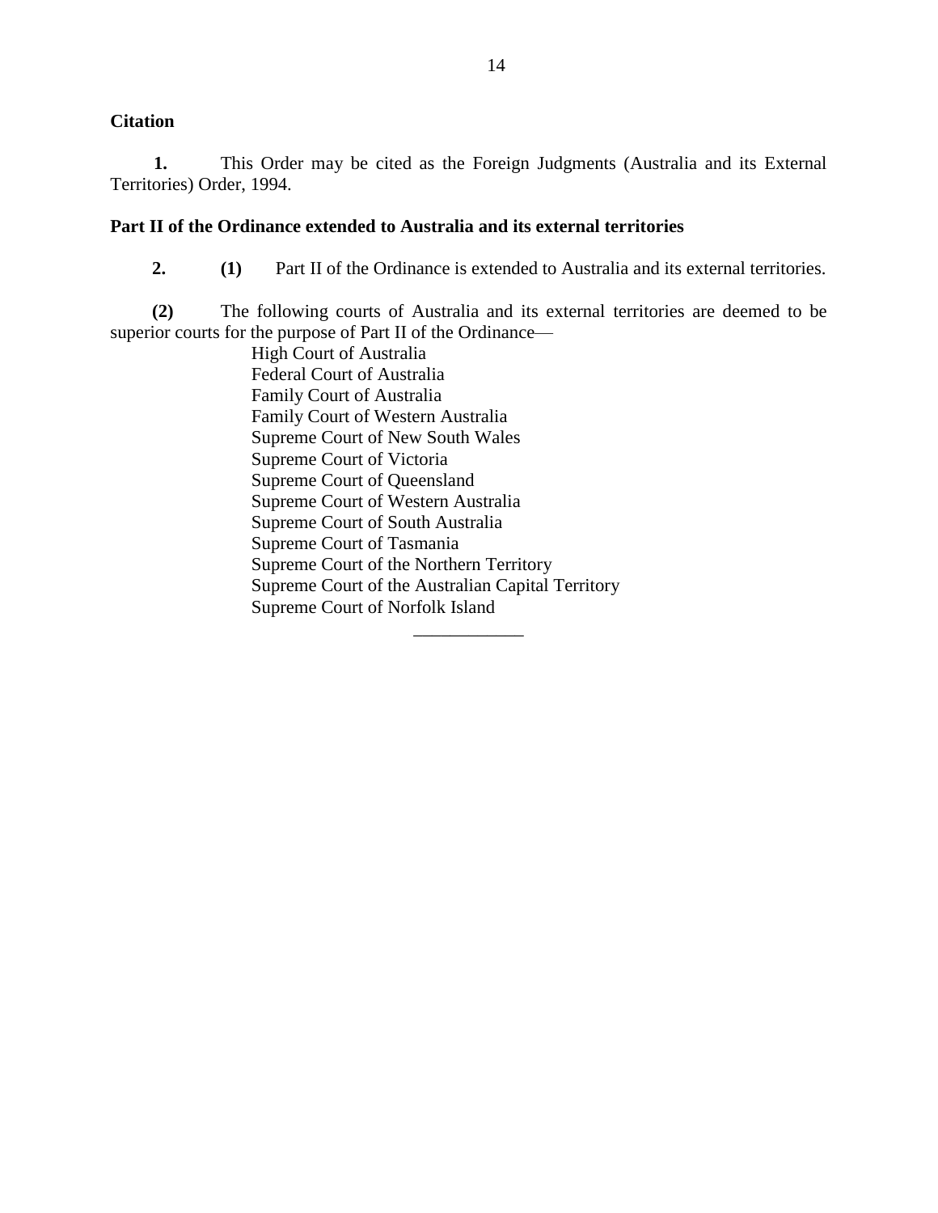**Citation**

**1.** This Order may be cited as the Foreign Judgments (Australia and its External Territories) Order, 1994.

**Part II of the Ordinance extended to Australia and its external territories**

**2.** **(1)** Part II of the Ordinance is extended to Australia and its external territories.

**(2)** The following courts of Australia and its external territories are deemed to be superior courts for the purpose of Part II of the Ordinance—

High Court of Australia
Federal Court of Australia
Family Court of Australia
Family Court of Western Australia
Supreme Court of New South Wales
Supreme Court of Victoria
Supreme Court of Queensland
Supreme Court of Western Australia
Supreme Court of South Australia
Supreme Court of Tasmania
Supreme Court of the Northern Territory
Supreme Court of the Australian Capital Territory
Supreme Court of Norfolk Island

\_\_\_\_\_\_\_\_\_\_\_\_